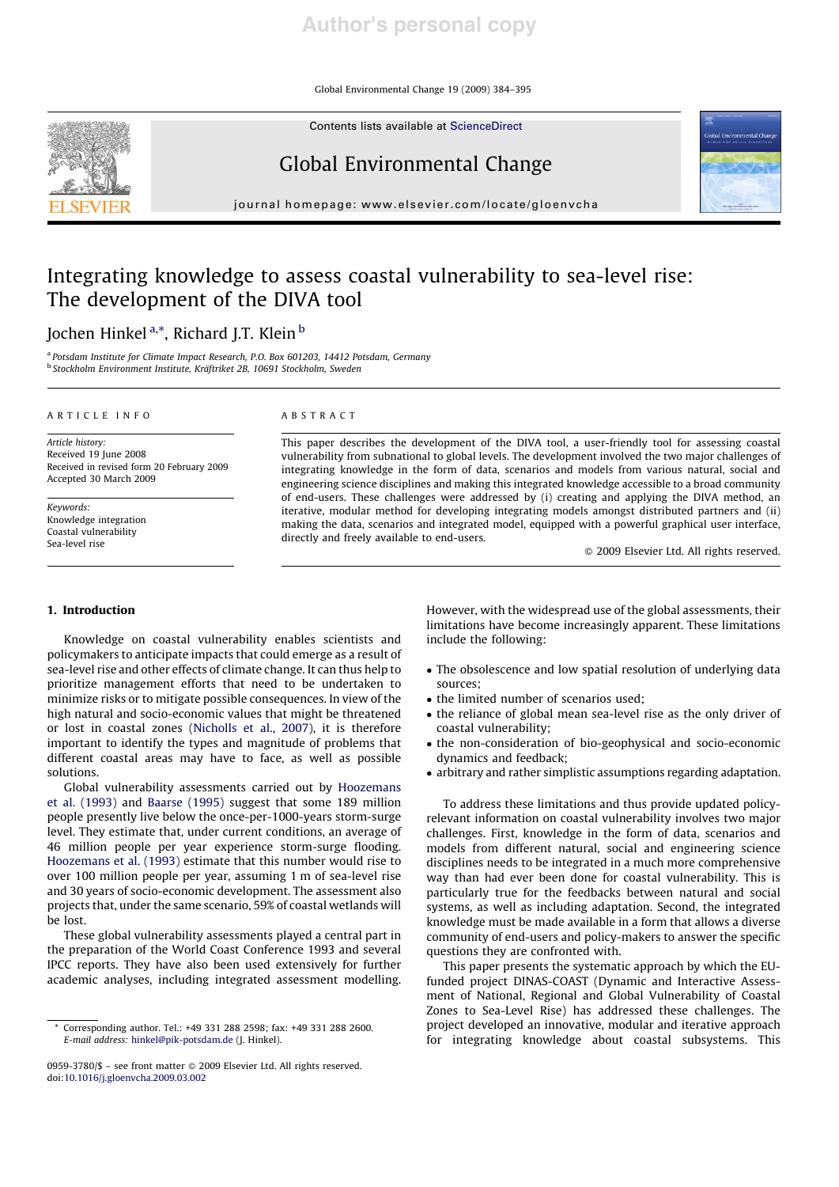# Integrating knowledge to assess coastal vulnerability to sea-level rise: The development of the DIVA tool

Jochen Hinkel [a,*], Richard J.T. Klein [b]

[a] Potsdam Institute for Climate Impact Research, P.O. Box 601203, 14412 Potsdam, Germany
[b] Stockholm Environment Institute, Kräftriket 2B, 10691 Stockholm, Sweden

## ARTICLE INFO

*Article history:*
Received 19 June 2008
Received in revised form 20 February 2009
Accepted 30 March 2009

*Keywords:*
Knowledge integration
Coastal vulnerability
Sea-level rise

## ABSTRACT

This paper describes the development of the DIVA tool, a user-friendly tool for assessing coastal vulnerability from subnational to global levels. The development involved the two major challenges of integrating knowledge in the form of data, scenarios and models from various natural, social and engineering science disciplines and making this integrated knowledge accessible to a broad community of end-users. These challenges were addressed by (i) creating and applying the DIVA method, an iterative, modular method for developing integrating models amongst distributed partners and (ii) making the data, scenarios and integrated model, equipped with a powerful graphical user interface, directly and freely available to end-users.

© 2009 Elsevier Ltd. All rights reserved.

## 1. Introduction

Knowledge on coastal vulnerability enables scientists and policymakers to anticipate impacts that could emerge as a result of sea-level rise and other effects of climate change. It can thus help to prioritize management efforts that need to be undertaken to minimize risks or to mitigate possible consequences. In view of the high natural and socio-economic values that might be threatened or lost in coastal zones (Nicholls et al., 2007), it is therefore important to identify the types and magnitude of problems that different coastal areas may have to face, as well as possible solutions.

Global vulnerability assessments carried out by Hoozemans et al. (1993) and Baarse (1995) suggest that some 189 million people presently live below the once-per-1000-years storm-surge level. They estimate that, under current conditions, an average of 46 million people per year experience storm-surge flooding. Hoozemans et al. (1993) estimate that this number would rise to over 100 million people per year, assuming 1 m of sea-level rise and 30 years of socio-economic development. The assessment also projects that, under the same scenario, 59% of coastal wetlands will be lost.

These global vulnerability assessments played a central part in the preparation of the World Coast Conference 1993 and several IPCC reports. They have also been used extensively for further academic analyses, including integrated assessment modelling. However, with the widespread use of the global assessments, their limitations have become increasingly apparent. These limitations include the following:

- The obsolescence and low spatial resolution of underlying data sources;
- the limited number of scenarios used;
- the reliance of global mean sea-level rise as the only driver of coastal vulnerability;
- the non-consideration of bio-geophysical and socio-economic dynamics and feedback;
- arbitrary and rather simplistic assumptions regarding adaptation.

To address these limitations and thus provide updated policy-relevant information on coastal vulnerability involves two major challenges. First, knowledge in the form of data, scenarios and models from different natural, social and engineering science disciplines needs to be integrated in a much more comprehensive way than had ever been done for coastal vulnerability. This is particularly true for the feedbacks between natural and social systems, as well as including adaptation. Second, the integrated knowledge must be made available in a form that allows a diverse community of end-users and policy-makers to answer the specific questions they are confronted with.

This paper presents the systematic approach by which the EU-funded project DINAS-COAST (Dynamic and Interactive Assessment of National, Regional and Global Vulnerability of Coastal Zones to Sea-Level Rise) has addressed these challenges. The project developed an innovative, modular and iterative approach for integrating knowledge about coastal subsystems. This

* Corresponding author. Tel.: +49 331 288 2598; fax: +49 331 288 2600.
*E-mail address:* hinkel@pik-potsdam.de (J. Hinkel).

0959-3780/$ – see front matter © 2009 Elsevier Ltd. All rights reserved.
doi:10.1016/j.gloenvcha.2009.03.002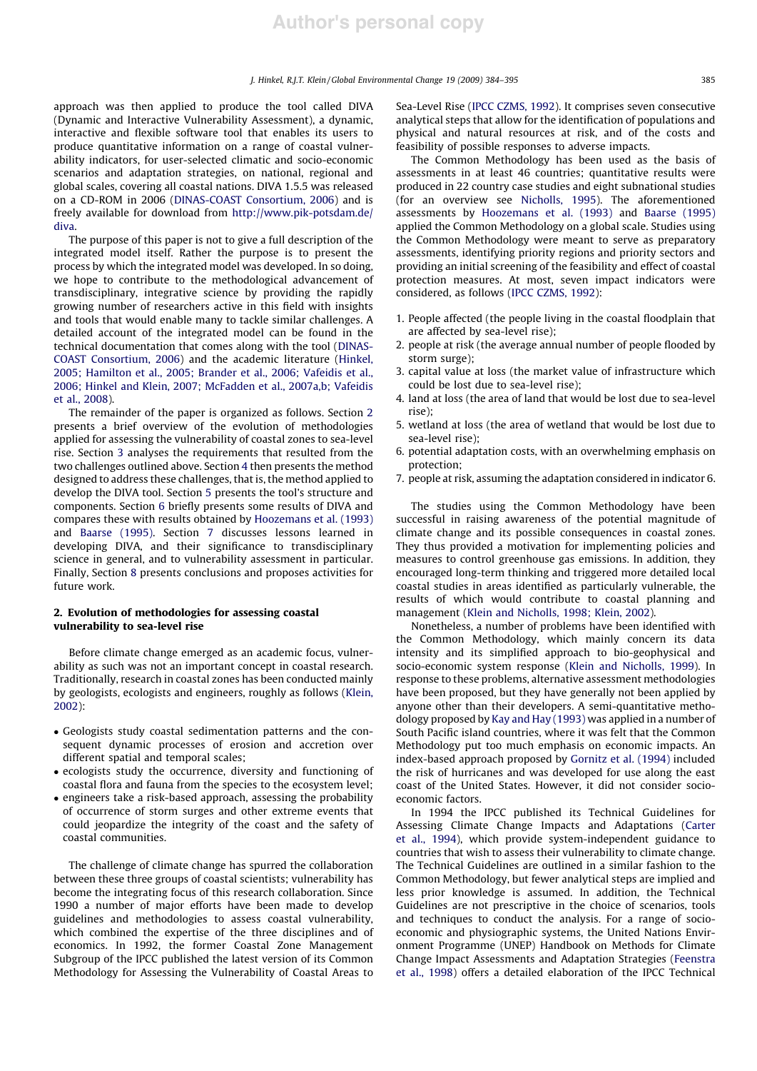approach was then applied to produce the tool called DIVA (Dynamic and Interactive Vulnerability Assessment), a dynamic, interactive and flexible software tool that enables its users to produce quantitative information on a range of coastal vulnerability indicators, for user-selected climatic and socio-economic scenarios and adaptation strategies, on national, regional and global scales, covering all coastal nations. DIVA 1.5.5 was released on a CD-ROM in 2006 (DINAS-COAST Consortium, 2006) and is freely available for download from http://www.pik-potsdam.de/diva.

The purpose of this paper is not to give a full description of the integrated model itself. Rather the purpose is to present the process by which the integrated model was developed. In so doing, we hope to contribute to the methodological advancement of transdisciplinary, integrative science by providing the rapidly growing number of researchers active in this field with insights and tools that would enable many to tackle similar challenges. A detailed account of the integrated model can be found in the technical documentation that comes along with the tool (DINAS-COAST Consortium, 2006) and the academic literature (Hinkel, 2005; Hamilton et al., 2005; Brander et al., 2006; Vafeidis et al., 2006; Hinkel and Klein, 2007; McFadden et al., 2007a,b; Vafeidis et al., 2008).

The remainder of the paper is organized as follows. Section 2 presents a brief overview of the evolution of methodologies applied for assessing the vulnerability of coastal zones to sea-level rise. Section 3 analyses the requirements that resulted from the two challenges outlined above. Section 4 then presents the method designed to address these challenges, that is, the method applied to develop the DIVA tool. Section 5 presents the tool's structure and components. Section 6 briefly presents some results of DIVA and compares these with results obtained by Hoozemans et al. (1993) and Baarse (1995). Section 7 discusses lessons learned in developing DIVA, and their significance to transdisciplinary science in general, and to vulnerability assessment in particular. Finally, Section 8 presents conclusions and proposes activities for future work.

## 2. Evolution of methodologies for assessing coastal vulnerability to sea-level rise

Before climate change emerged as an academic focus, vulnerability as such was not an important concept in coastal research. Traditionally, research in coastal zones has been conducted mainly by geologists, ecologists and engineers, roughly as follows (Klein, 2002):

- Geologists study coastal sedimentation patterns and the consequent dynamic processes of erosion and accretion over different spatial and temporal scales;
- ecologists study the occurrence, diversity and functioning of coastal flora and fauna from the species to the ecosystem level;
- engineers take a risk-based approach, assessing the probability of occurrence of storm surges and other extreme events that could jeopardize the integrity of the coast and the safety of coastal communities.

The challenge of climate change has spurred the collaboration between these three groups of coastal scientists; vulnerability has become the integrating focus of this research collaboration. Since 1990 a number of major efforts have been made to develop guidelines and methodologies to assess coastal vulnerability, which combined the expertise of the three disciplines and of economics. In 1992, the former Coastal Zone Management Subgroup of the IPCC published the latest version of its Common Methodology for Assessing the Vulnerability of Coastal Areas to Sea-Level Rise (IPCC CZMS, 1992). It comprises seven consecutive analytical steps that allow for the identification of populations and physical and natural resources at risk, and of the costs and feasibility of possible responses to adverse impacts.

The Common Methodology has been used as the basis of assessments in at least 46 countries; quantitative results were produced in 22 country case studies and eight subnational studies (for an overview see Nicholls, 1995). The aforementioned assessments by Hoozemans et al. (1993) and Baarse (1995) applied the Common Methodology on a global scale. Studies using the Common Methodology were meant to serve as preparatory assessments, identifying priority regions and priority sectors and providing an initial screening of the feasibility and effect of coastal protection measures. At most, seven impact indicators were considered, as follows (IPCC CZMS, 1992):

1. People affected (the people living in the coastal floodplain that are affected by sea-level rise);
2. people at risk (the average annual number of people flooded by storm surge);
3. capital value at loss (the market value of infrastructure which could be lost due to sea-level rise);
4. land at loss (the area of land that would be lost due to sea-level rise);
5. wetland at loss (the area of wetland that would be lost due to sea-level rise);
6. potential adaptation costs, with an overwhelming emphasis on protection;
7. people at risk, assuming the adaptation considered in indicator 6.

The studies using the Common Methodology have been successful in raising awareness of the potential magnitude of climate change and its possible consequences in coastal zones. They thus provided a motivation for implementing policies and measures to control greenhouse gas emissions. In addition, they encouraged long-term thinking and triggered more detailed local coastal studies in areas identified as particularly vulnerable, the results of which would contribute to coastal planning and management (Klein and Nicholls, 1998; Klein, 2002).

Nonetheless, a number of problems have been identified with the Common Methodology, which mainly concern its data intensity and its simplified approach to bio-geophysical and socio-economic system response (Klein and Nicholls, 1999). In response to these problems, alternative assessment methodologies have been proposed, but they have generally not been applied by anyone other than their developers. A semi-quantitative methodology proposed by Kay and Hay (1993) was applied in a number of South Pacific island countries, where it was felt that the Common Methodology put too much emphasis on economic impacts. An index-based approach proposed by Gornitz et al. (1994) included the risk of hurricanes and was developed for use along the east coast of the United States. However, it did not consider socio-economic factors.

In 1994 the IPCC published its Technical Guidelines for Assessing Climate Change Impacts and Adaptations (Carter et al., 1994), which provide system-independent guidance to countries that wish to assess their vulnerability to climate change. The Technical Guidelines are outlined in a similar fashion to the Common Methodology, but fewer analytical steps are implied and less prior knowledge is assumed. In addition, the Technical Guidelines are not prescriptive in the choice of scenarios, tools and techniques to conduct the analysis. For a range of socio-economic and physiographic systems, the United Nations Environment Programme (UNEP) Handbook on Methods for Climate Change Impact Assessments and Adaptation Strategies (Feenstra et al., 1998) offers a detailed elaboration of the IPCC Technical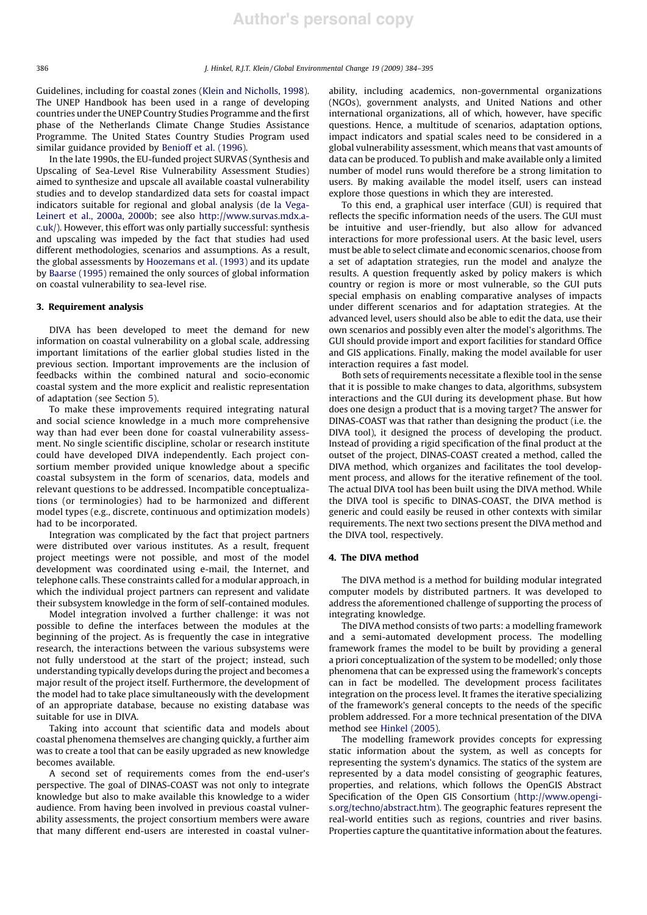Guidelines, including for coastal zones (Klein and Nicholls, 1998). The UNEP Handbook has been used in a range of developing countries under the UNEP Country Studies Programme and the first phase of the Netherlands Climate Change Studies Assistance Programme. The United States Country Studies Program used similar guidance provided by Benioff et al. (1996).

In the late 1990s, the EU-funded project SURVAS (Synthesis and Upscaling of Sea-Level Rise Vulnerability Assessment Studies) aimed to synthesize and upscale all available coastal vulnerability studies and to develop standardized data sets for coastal impact indicators suitable for regional and global analysis (de la Vega-Leinert et al., 2000a, 2000b; see also http://www.survas.mdx.ac.uk/). However, this effort was only partially successful: synthesis and upscaling was impeded by the fact that studies had used different methodologies, scenarios and assumptions. As a result, the global assessments by Hoozemans et al. (1993) and its update by Baarse (1995) remained the only sources of global information on coastal vulnerability to sea-level rise.

## 3. Requirement analysis

DIVA has been developed to meet the demand for new information on coastal vulnerability on a global scale, addressing important limitations of the earlier global studies listed in the previous section. Important improvements are the inclusion of feedbacks within the combined natural and socio-economic coastal system and the more explicit and realistic representation of adaptation (see Section 5).

To make these improvements required integrating natural and social science knowledge in a much more comprehensive way than had ever been done for coastal vulnerability assessment. No single scientific discipline, scholar or research institute could have developed DIVA independently. Each project consortium member provided unique knowledge about a specific coastal subsystem in the form of scenarios, data, models and relevant questions to be addressed. Incompatible conceptualizations (or terminologies) had to be harmonized and different model types (e.g., discrete, continuous and optimization models) had to be incorporated.

Integration was complicated by the fact that project partners were distributed over various institutes. As a result, frequent project meetings were not possible, and most of the model development was coordinated using e-mail, the Internet, and telephone calls. These constraints called for a modular approach, in which the individual project partners can represent and validate their subsystem knowledge in the form of self-contained modules.

Model integration involved a further challenge: it was not possible to define the interfaces between the modules at the beginning of the project. As is frequently the case in integrative research, the interactions between the various subsystems were not fully understood at the start of the project; instead, such understanding typically develops during the project and becomes a major result of the project itself. Furthermore, the development of the model had to take place simultaneously with the development of an appropriate database, because no existing database was suitable for use in DIVA.

Taking into account that scientific data and models about coastal phenomena themselves are changing quickly, a further aim was to create a tool that can be easily upgraded as new knowledge becomes available.

A second set of requirements comes from the end-user's perspective. The goal of DINAS-COAST was not only to integrate knowledge but also to make available this knowledge to a wider audience. From having been involved in previous coastal vulnerability assessments, the project consortium members were aware that many different end-users are interested in coastal vulnerability, including academics, non-governmental organizations (NGOs), government analysts, and United Nations and other international organizations, all of which, however, have specific questions. Hence, a multitude of scenarios, adaptation options, impact indicators and spatial scales need to be considered in a global vulnerability assessment, which means that vast amounts of data can be produced. To publish and make available only a limited number of model runs would therefore be a strong limitation to users. By making available the model itself, users can instead explore those questions in which they are interested.

To this end, a graphical user interface (GUI) is required that reflects the specific information needs of the users. The GUI must be intuitive and user-friendly, but also allow for advanced interactions for more professional users. At the basic level, users must be able to select climate and economic scenarios, choose from a set of adaptation strategies, run the model and analyze the results. A question frequently asked by policy makers is which country or region is more or most vulnerable, so the GUI puts special emphasis on enabling comparative analyses of impacts under different scenarios and for adaptation strategies. At the advanced level, users should also be able to edit the data, use their own scenarios and possibly even alter the model's algorithms. The GUI should provide import and export facilities for standard Office and GIS applications. Finally, making the model available for user interaction requires a fast model.

Both sets of requirements necessitate a flexible tool in the sense that it is possible to make changes to data, algorithms, subsystem interactions and the GUI during its development phase. But how does one design a product that is a moving target? The answer for DINAS-COAST was that rather than designing the product (i.e. the DIVA tool), it designed the process of developing the product. Instead of providing a rigid specification of the final product at the outset of the project, DINAS-COAST created a method, called the DIVA method, which organizes and facilitates the tool development process, and allows for the iterative refinement of the tool. The actual DIVA tool has been built using the DIVA method. While the DIVA tool is specific to DINAS-COAST, the DIVA method is generic and could easily be reused in other contexts with similar requirements. The next two sections present the DIVA method and the DIVA tool, respectively.

## 4. The DIVA method

The DIVA method is a method for building modular integrated computer models by distributed partners. It was developed to address the aforementioned challenge of supporting the process of integrating knowledge.

The DIVA method consists of two parts: a modelling framework and a semi-automated development process. The modelling framework frames the model to be built by providing a general a priori conceptualization of the system to be modelled; only those phenomena that can be expressed using the framework's concepts can in fact be modelled. The development process facilitates integration on the process level. It frames the iterative specializing of the framework's general concepts to the needs of the specific problem addressed. For a more technical presentation of the DIVA method see Hinkel (2005).

The modelling framework provides concepts for expressing static information about the system, as well as concepts for representing the system's dynamics. The statics of the system are represented by a data model consisting of geographic features, properties, and relations, which follows the OpenGIS Abstract Specification of the Open GIS Consortium (http://www.opengis.org/techno/abstract.htm). The geographic features represent the real-world entities such as regions, countries and river basins. Properties capture the quantitative information about the features.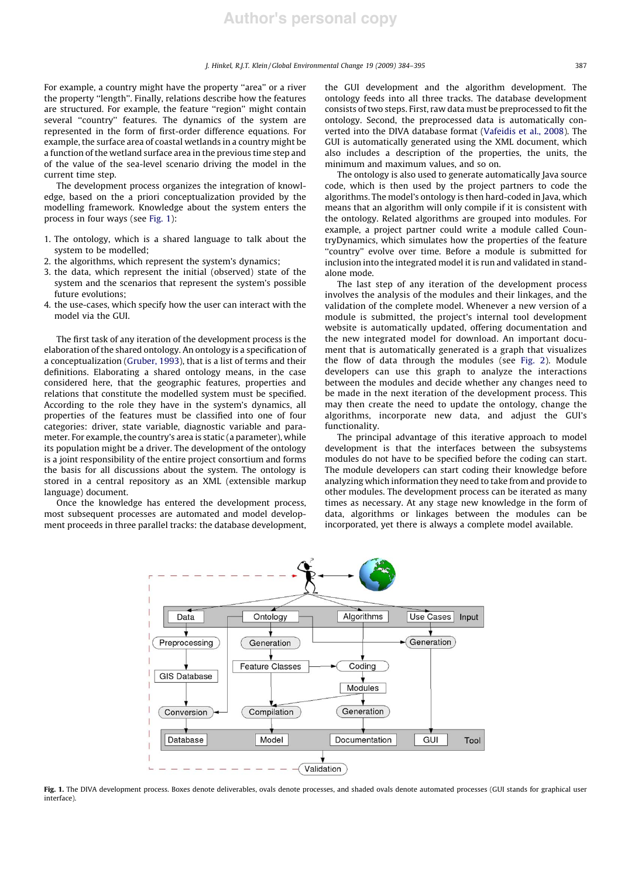For example, a country might have the property "area" or a river the property "length". Finally, relations describe how the features are structured. For example, the feature "region" might contain several "country" features. The dynamics of the system are represented in the form of first-order difference equations. For example, the surface area of coastal wetlands in a country might be a function of the wetland surface area in the previous time step and of the value of the sea-level scenario driving the model in the current time step.

The development process organizes the integration of knowledge, based on the a priori conceptualization provided by the modelling framework. Knowledge about the system enters the process in four ways (see Fig. 1):

1. The ontology, which is a shared language to talk about the system to be modelled;
2. the algorithms, which represent the system's dynamics;
3. the data, which represent the initial (observed) state of the system and the scenarios that represent the system's possible future evolutions;
4. the use-cases, which specify how the user can interact with the model via the GUI.

The first task of any iteration of the development process is the elaboration of the shared ontology. An ontology is a specification of a conceptualization (Gruber, 1993), that is a list of terms and their definitions. Elaborating a shared ontology means, in the case considered here, that the geographic features, properties and relations that constitute the modelled system must be specified. According to the role they have in the system's dynamics, all properties of the features must be classified into one of four categories: driver, state variable, diagnostic variable and parameter. For example, the country's area is static (a parameter), while its population might be a driver. The development of the ontology is a joint responsibility of the entire project consortium and forms the basis for all discussions about the system. The ontology is stored in a central repository as an XML (extensible markup language) document.

Once the knowledge has entered the development process, most subsequent processes are automated and model development proceeds in three parallel tracks: the database development, the GUI development and the algorithm development. The ontology feeds into all three tracks. The database development consists of two steps. First, raw data must be preprocessed to fit the ontology. Second, the preprocessed data is automatically converted into the DIVA database format (Vafeidis et al., 2008). The GUI is automatically generated using the XML document, which also includes a description of the properties, the units, the minimum and maximum values, and so on.

The ontology is also used to generate automatically Java source code, which is then used by the project partners to code the algorithms. The model's ontology is then hard-coded in Java, which means that an algorithm will only compile if it is consistent with the ontology. Related algorithms are grouped into modules. For example, a project partner could write a module called CountryDynamics, which simulates how the properties of the feature "country" evolve over time. Before a module is submitted for inclusion into the integrated model it is run and validated in stand-alone mode.

The last step of any iteration of the development process involves the analysis of the modules and their linkages, and the validation of the complete model. Whenever a new version of a module is submitted, the project's internal tool development website is automatically updated, offering documentation and the new integrated model for download. An important document that is automatically generated is a graph that visualizes the flow of data through the modules (see Fig. 2). Module developers can use this graph to analyze the interactions between the modules and decide whether any changes need to be made in the next iteration of the development process. This may then create the need to update the ontology, change the algorithms, incorporate new data, and adjust the GUI's functionality.

The principal advantage of this iterative approach to model development is that the interfaces between the subsystems modules do not have to be specified before the coding can start. The module developers can start coding their knowledge before analyzing which information they need to take from and provide to other modules. The development process can be iterated as many times as necessary. At any stage new knowledge in the form of data, algorithms or linkages between the modules can be incorporated, yet there is always a complete model available.

**Fig. 1.** The DIVA development process. Boxes denote deliverables, ovals denote processes, and shaded ovals denote automated processes (GUI stands for graphical user interface).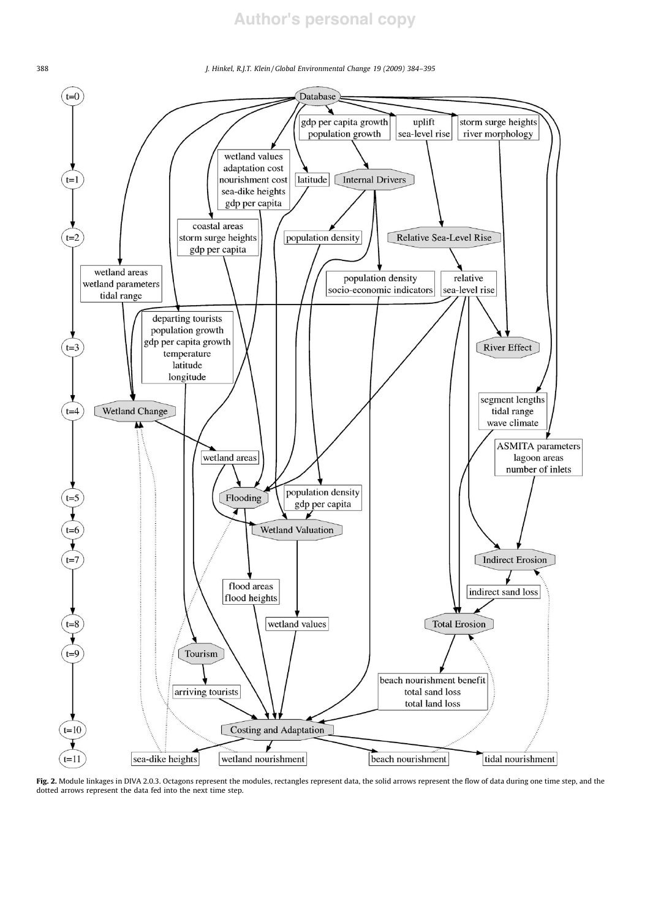**Fig. 2.** Module linkages in DIVA 2.0.3. Octagons represent the modules, rectangles represent data, the solid arrows represent the flow of data during one time step, and the dotted arrows represent the data fed into the next time step.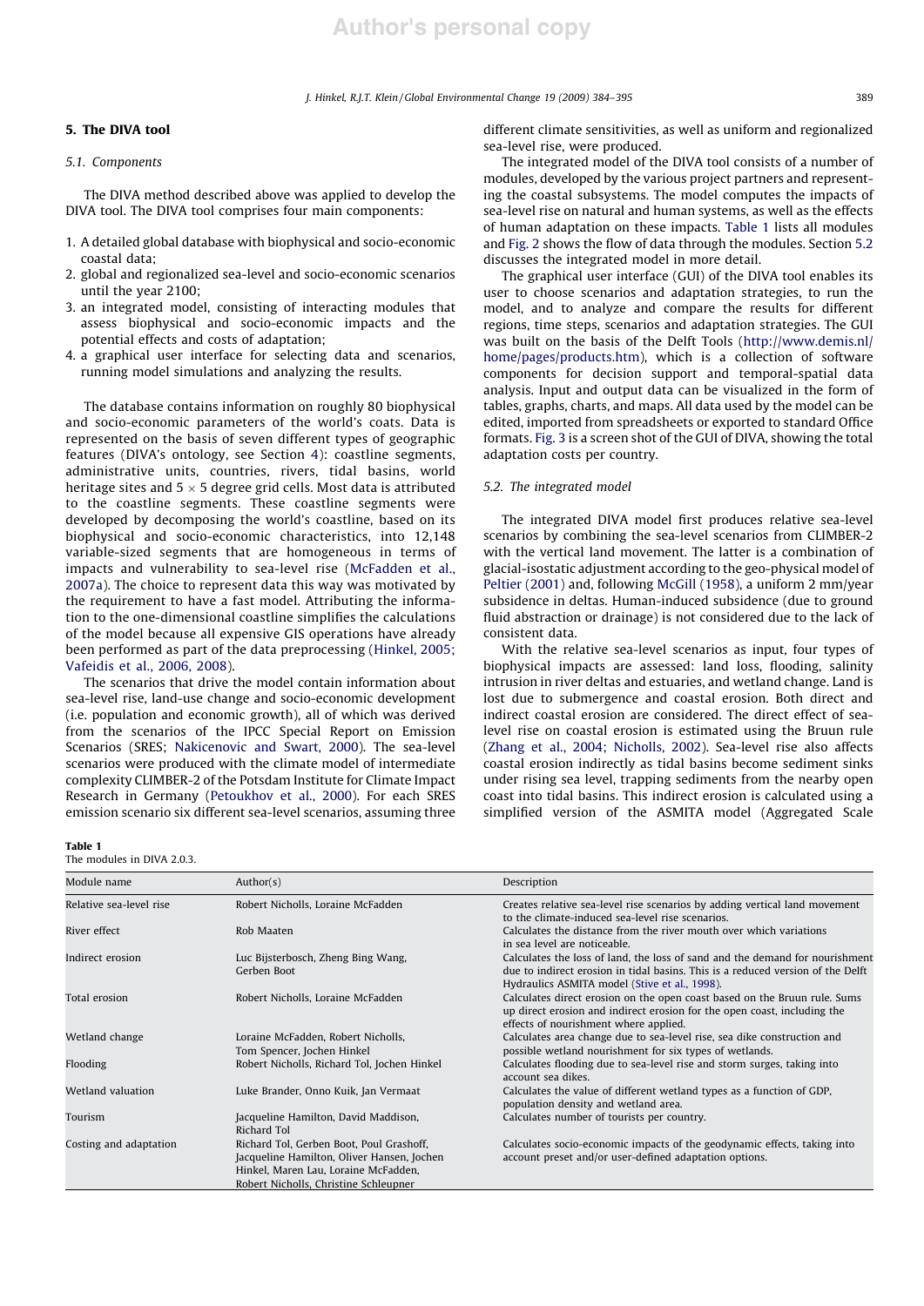## 5. The DIVA tool

### 5.1. Components

The DIVA method described above was applied to develop the DIVA tool. The DIVA tool comprises four main components:

1. A detailed global database with biophysical and socio-economic coastal data;
2. global and regionalized sea-level and socio-economic scenarios until the year 2100;
3. an integrated model, consisting of interacting modules that assess biophysical and socio-economic impacts and the potential effects and costs of adaptation;
4. a graphical user interface for selecting data and scenarios, running model simulations and analyzing the results.

The database contains information on roughly 80 biophysical and socio-economic parameters of the world's coats. Data is represented on the basis of seven different types of geographic features (DIVA's ontology, see Section 4): coastline segments, administrative units, countries, rivers, tidal basins, world heritage sites and 5 × 5 degree grid cells. Most data is attributed to the coastline segments. These coastline segments were developed by decomposing the world's coastline, based on its biophysical and socio-economic characteristics, into 12,148 variable-sized segments that are homogeneous in terms of impacts and vulnerability to sea-level rise (McFadden et al., 2007a). The choice to represent data this way was motivated by the requirement to have a fast model. Attributing the information to the one-dimensional coastline simplifies the calculations of the model because all expensive GIS operations have already been performed as part of the data preprocessing (Hinkel, 2005; Vafeidis et al., 2006, 2008).

The scenarios that drive the model contain information about sea-level rise, land-use change and socio-economic development (i.e. population and economic growth), all of which was derived from the scenarios of the IPCC Special Report on Emission Scenarios (SRES; Nakicenovic and Swart, 2000). The sea-level scenarios were produced with the climate model of intermediate complexity CLIMBER-2 of the Potsdam Institute for Climate Impact Research in Germany (Petoukhov et al., 2000). For each SRES emission scenario six different sea-level scenarios, assuming three different climate sensitivities, as well as uniform and regionalized sea-level rise, were produced.

The integrated model of the DIVA tool consists of a number of modules, developed by the various project partners and representing the coastal subsystems. The model computes the impacts of sea-level rise on natural and human systems, as well as the effects of human adaptation on these impacts. Table 1 lists all modules and Fig. 2 shows the flow of data through the modules. Section 5.2 discusses the integrated model in more detail.

The graphical user interface (GUI) of the DIVA tool enables its user to choose scenarios and adaptation strategies, to run the model, and to analyze and compare the results for different regions, time steps, scenarios and adaptation strategies. The GUI was built on the basis of the Delft Tools (http://www.demis.nl/home/pages/products.htm), which is a collection of software components for decision support and temporal-spatial data analysis. Input and output data can be visualized in the form of tables, graphs, charts, and maps. All data used by the model can be edited, imported from spreadsheets or exported to standard Office formats. Fig. 3 is a screen shot of the GUI of DIVA, showing the total adaptation costs per country.

### 5.2. The integrated model

The integrated DIVA model first produces relative sea-level scenarios by combining the sea-level scenarios from CLIMBER-2 with the vertical land movement. The latter is a combination of glacial-isostatic adjustment according to the geo-physical model of Peltier (2001) and, following McGill (1958), a uniform 2 mm/year subsidence in deltas. Human-induced subsidence (due to ground fluid abstraction or drainage) is not considered due to the lack of consistent data.

With the relative sea-level scenarios as input, four types of biophysical impacts are assessed: land loss, flooding, salinity intrusion in river deltas and estuaries, and wetland change. Land is lost due to submergence and coastal erosion. Both direct and indirect coastal erosion are considered. The direct effect of sea-level rise on coastal erosion is estimated using the Bruun rule (Zhang et al., 2004; Nicholls, 2002). Sea-level rise also affects coastal erosion indirectly as tidal basins become sediment sinks under rising sea level, trapping sediments from the nearby open coast into tidal basins. This indirect erosion is calculated using a simplified version of the ASMITA model (Aggregated Scale

**Table 1**
The modules in DIVA 2.0.3.

| Module name | Author(s) | Description |
|---|---|---|
| Relative sea-level rise | Robert Nicholls, Loraine McFadden | Creates relative sea-level rise scenarios by adding vertical land movement to the climate-induced sea-level rise scenarios. |
| River effect | Rob Maaten | Calculates the distance from the river mouth over which variations in sea level are noticeable. |
| Indirect erosion | Luc Bijsterbosch, Zheng Bing Wang, Gerben Boot | Calculates the loss of land, the loss of sand and the demand for nourishment due to indirect erosion in tidal basins. This is a reduced version of the Delft Hydraulics ASMITA model (Stive et al., 1998). |
| Total erosion | Robert Nicholls, Loraine McFadden | Calculates direct erosion on the open coast based on the Bruun rule. Sums up direct erosion and indirect erosion for the open coast, including the effects of nourishment where applied. |
| Wetland change | Loraine McFadden, Robert Nicholls, Tom Spencer, Jochen Hinkel | Calculates area change due to sea-level rise, sea dike construction and possible wetland nourishment for six types of wetlands. |
| Flooding | Robert Nicholls, Richard Tol, Jochen Hinkel | Calculates flooding due to sea-level rise and storm surges, taking into account sea dikes. |
| Wetland valuation | Luke Brander, Onno Kuik, Jan Vermaat | Calculates the value of different wetland types as a function of GDP, population density and wetland area. |
| Tourism | Jacqueline Hamilton, David Maddison, Richard Tol | Calculates number of tourists per country. |
| Costing and adaptation | Richard Tol, Gerben Boot, Poul Grashoff, Jacqueline Hamilton, Oliver Hansen, Jochen Hinkel, Maren Lau, Loraine McFadden, Robert Nicholls, Christine Schleupner | Calculates socio-economic impacts of the geodynamic effects, taking into account preset and/or user-defined adaptation options. |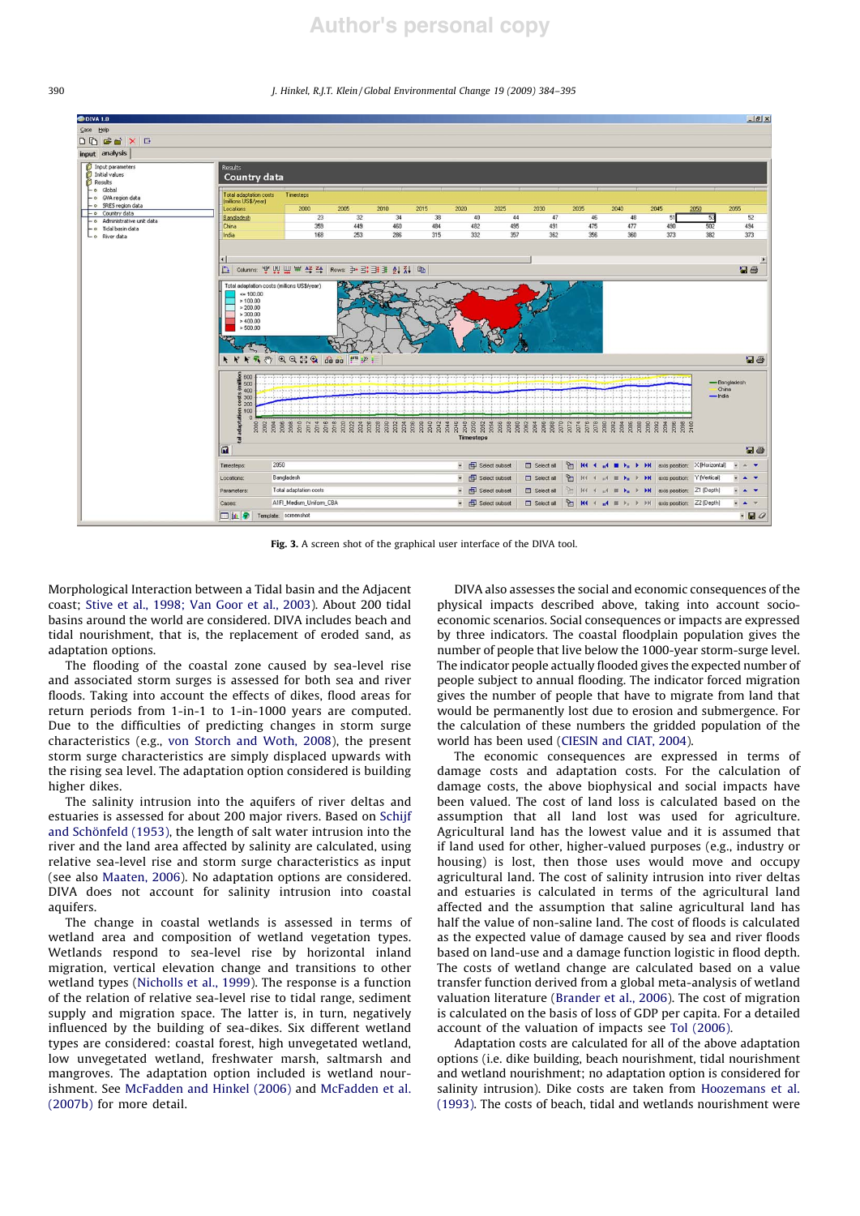Fig. 3. A screen shot of the graphical user interface of the DIVA tool.

Morphological Interaction between a Tidal basin and the Adjacent coast; Stive et al., 1998; Van Goor et al., 2003). About 200 tidal basins around the world are considered. DIVA includes beach and tidal nourishment, that is, the replacement of eroded sand, as adaptation options.

The flooding of the coastal zone caused by sea-level rise and associated storm surges is assessed for both sea and river floods. Taking into account the effects of dikes, flood areas for return periods from 1-in-1 to 1-in-1000 years are computed. Due to the difficulties of predicting changes in storm surge characteristics (e.g., von Storch and Woth, 2008), the present storm surge characteristics are simply displaced upwards with the rising sea level. The adaptation option considered is building higher dikes.

The salinity intrusion into the aquifers of river deltas and estuaries is assessed for about 200 major rivers. Based on Schijf and Schönfeld (1953), the length of salt water intrusion into the river and the land area affected by salinity are calculated, using relative sea-level rise and storm surge characteristics as input (see also Maaten, 2006). No adaptation options are considered. DIVA does not account for salinity intrusion into coastal aquifers.

The change in coastal wetlands is assessed in terms of wetland area and composition of wetland vegetation types. Wetlands respond to sea-level rise by horizontal inland migration, vertical elevation change and transitions to other wetland types (Nicholls et al., 1999). The response is a function of the relation of relative sea-level rise to tidal range, sediment supply and migration space. The latter is, in turn, negatively influenced by the building of sea-dikes. Six different wetland types are considered: coastal forest, high unvegetated wetland, low unvegetated wetland, freshwater marsh, saltmarsh and mangroves. The adaptation option included is wetland nourishment. See McFadden and Hinkel (2006) and McFadden et al. (2007b) for more detail.

DIVA also assesses the social and economic consequences of the physical impacts described above, taking into account socio-economic scenarios. Social consequences or impacts are expressed by three indicators. The coastal floodplain population gives the number of people that live below the 1000-year storm-surge level. The indicator people actually flooded gives the expected number of people subject to annual flooding. The indicator forced migration gives the number of people that have to migrate from land that would be permanently lost due to erosion and submergence. For the calculation of these numbers the gridded population of the world has been used (CIESIN and CIAT, 2004).

The economic consequences are expressed in terms of damage costs and adaptation costs. For the calculation of damage costs, the above biophysical and social impacts have been valued. The cost of land loss is calculated based on the assumption that all land lost was used for agriculture. Agricultural land has the lowest value and it is assumed that if land used for other, higher-valued purposes (e.g., industry or housing) is lost, then those uses would move and occupy agricultural land. The cost of salinity intrusion into river deltas and estuaries is calculated in terms of the agricultural land affected and the assumption that saline agricultural land has half the value of non-saline land. The cost of floods is calculated as the expected value of damage caused by sea and river floods based on land-use and a damage function logistic in flood depth. The costs of wetland change are calculated based on a value transfer function derived from a global meta-analysis of wetland valuation literature (Brander et al., 2006). The cost of migration is calculated on the basis of loss of GDP per capita. For a detailed account of the valuation of impacts see Tol (2006).

Adaptation costs are calculated for all of the above adaptation options (i.e. dike building, beach nourishment, tidal nourishment and wetland nourishment; no adaptation option is considered for salinity intrusion). Dike costs are taken from Hoozemans et al. (1993). The costs of beach, tidal and wetlands nourishment were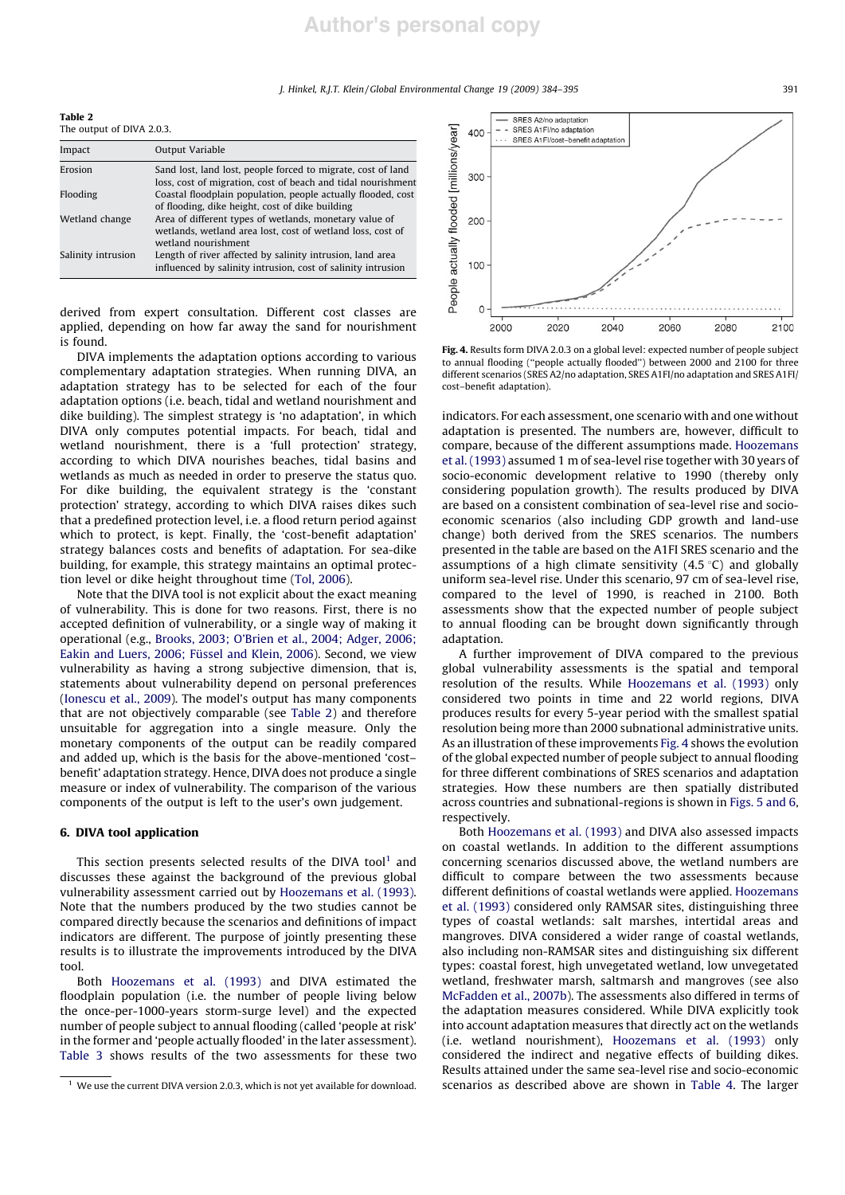**Table 2**
The output of DIVA 2.0.3.

| Impact | Output Variable |
|---|---|
| Erosion | Sand lost, land lost, people forced to migrate, cost of land loss, cost of migration, cost of beach and tidal nourishment |
| Flooding | Coastal floodplain population, people actually flooded, cost of flooding, dike height, cost of dike building |
| Wetland change | Area of different types of wetlands, monetary value of wetlands, wetland area lost, cost of wetland loss, cost of wetland nourishment |
| Salinity intrusion | Length of river affected by salinity intrusion, land area influenced by salinity intrusion, cost of salinity intrusion |

derived from expert consultation. Different cost classes are applied, depending on how far away the sand for nourishment is found.

DIVA implements the adaptation options according to various complementary adaptation strategies. When running DIVA, an adaptation strategy has to be selected for each of the four adaptation options (i.e. beach, tidal and wetland nourishment and dike building). The simplest strategy is 'no adaptation', in which DIVA only computes potential impacts. For beach, tidal and wetland nourishment, there is a 'full protection' strategy, according to which DIVA nourishes beaches, tidal basins and wetlands as much as needed in order to preserve the status quo. For dike building, the equivalent strategy is the 'constant protection' strategy, according to which DIVA raises dikes such that a predefined protection level, i.e. a flood return period against which to protect, is kept. Finally, the 'cost-benefit adaptation' strategy balances costs and benefits of adaptation. For sea-dike building, for example, this strategy maintains an optimal protection level or dike height throughout time (Tol, 2006).

Note that the DIVA tool is not explicit about the exact meaning of vulnerability. This is done for two reasons. First, there is no accepted definition of vulnerability, or a single way of making it operational (e.g., Brooks, 2003; O'Brien et al., 2004; Adger, 2006; Eakin and Luers, 2006; Füssel and Klein, 2006). Second, we view vulnerability as having a strong subjective dimension, that is, statements about vulnerability depend on personal preferences (Ionescu et al., 2009). The model's output has many components that are not objectively comparable (see Table 2) and therefore unsuitable for aggregation into a single measure. Only the monetary components of the output can be readily compared and added up, which is the basis for the above-mentioned 'cost–benefit' adaptation strategy. Hence, DIVA does not produce a single measure or index of vulnerability. The comparison of the various components of the output is left to the user's own judgement.

## 6. DIVA tool application

This section presents selected results of the DIVA tool[1] and discusses these against the background of the previous global vulnerability assessment carried out by Hoozemans et al. (1993). Note that the numbers produced by the two studies cannot be compared directly because the scenarios and definitions of impact indicators are different. The purpose of jointly presenting these results is to illustrate the improvements introduced by the DIVA tool.

Both Hoozemans et al. (1993) and DIVA estimated the floodplain population (i.e. the number of people living below the once-per-1000-years storm-surge level) and the expected number of people subject to annual flooding (called 'people at risk' in the former and 'people actually flooded' in the later assessment). Table 3 shows results of the two assessments for these two indicators. For each assessment, one scenario with and one without adaptation is presented. The numbers are, however, difficult to compare, because of the different assumptions made. Hoozemans et al. (1993) assumed 1 m of sea-level rise together with 30 years of socio-economic development relative to 1990 (thereby only considering population growth). The results produced by DIVA are based on a consistent combination of sea-level rise and socio-economic scenarios (also including GDP growth and land-use change) both derived from the SRES scenarios. The numbers presented in the table are based on the A1FI SRES scenario and the assumptions of a high climate sensitivity (4.5 °C) and globally uniform sea-level rise. Under this scenario, 97 cm of sea-level rise, compared to the level of 1990, is reached in 2100. Both assessments show that the expected number of people subject to annual flooding can be brought down significantly through adaptation.

A further improvement of DIVA compared to the previous global vulnerability assessments is the spatial and temporal resolution of the results. While Hoozemans et al. (1993) only considered two points in time and 22 world regions, DIVA produces results for every 5-year period with the smallest spatial resolution being more than 2000 subnational administrative units. As an illustration of these improvements Fig. 4 shows the evolution of the global expected number of people subject to annual flooding for three different combinations of SRES scenarios and adaptation strategies. How these numbers are then spatially distributed across countries and subnational-regions is shown in Figs. 5 and 6, respectively.

**Fig. 4.** Results form DIVA 2.0.3 on a global level: expected number of people subject to annual flooding ("people actually flooded") between 2000 and 2100 for three different scenarios (SRES A2/no adaptation, SRES A1FI/no adaptation and SRES A1FI/cost–benefit adaptation).

Both Hoozemans et al. (1993) and DIVA also assessed impacts on coastal wetlands. In addition to the different assumptions concerning scenarios discussed above, the wetland numbers are difficult to compare between the two assessments because different definitions of coastal wetlands were applied. Hoozemans et al. (1993) considered only RAMSAR sites, distinguishing three types of coastal wetlands: salt marshes, intertidal areas and mangroves. DIVA considered a wider range of coastal wetlands, also including non-RAMSAR sites and distinguishing six different types: coastal forest, high unvegetated wetland, low unvegetated wetland, freshwater marsh, saltmarsh and mangroves (see also McFadden et al., 2007b). The assessments also differed in terms of the adaptation measures considered. While DIVA explicitly took into account adaptation measures that directly act on the wetlands (i.e. wetland nourishment), Hoozemans et al. (1993) only considered the indirect and negative effects of building dikes. Results attained under the same sea-level rise and socio-economic scenarios as described above are shown in Table 4. The larger

[1] We use the current DIVA version 2.0.3, which is not yet available for download.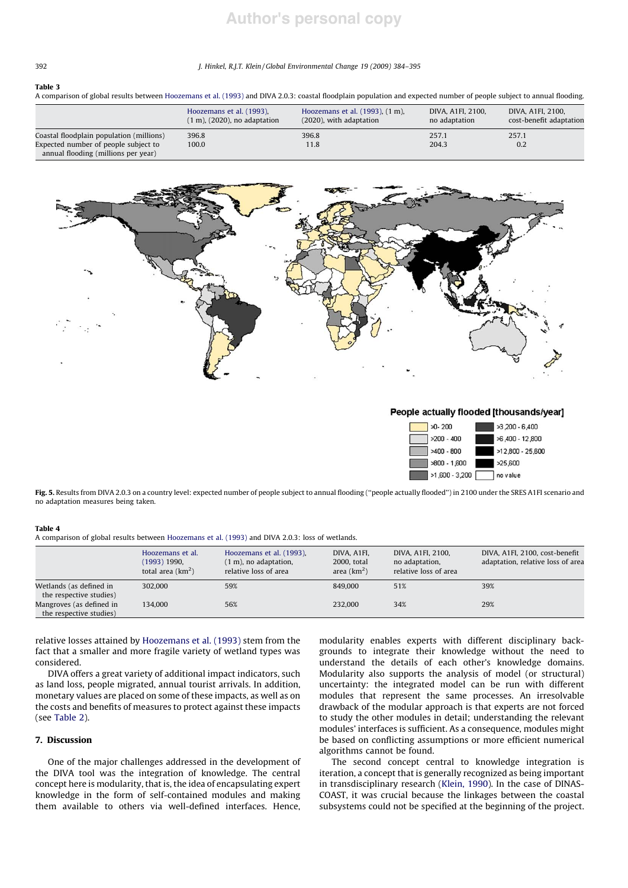**Table 3**
A comparison of global results between Hoozemans et al. (1993) and DIVA 2.0.3: coastal floodplain population and expected number of people subject to annual flooding.

| | Hoozemans et al. (1993), (1 m), (2020), no adaptation | Hoozemans et al. (1993), (1 m), (2020), with adaptation | DIVA, A1FI, 2100, no adaptation | DIVA, A1FI, 2100, cost-benefit adaptation |
|---|---|---|---|---|
| Coastal floodplain population (millions) | 396.8 | 396.8 | 257.1 | 257.1 |
| Expected number of people subject to annual flooding (millions per year) | 100.0 | 11.8 | 204.3 | 0.2 |

People actually flooded [thousands/year]

>0- 200; >200 - 400; >400 - 800; >800 - 1,600; >1,600 - 3,200; >3,200 - 6,400; >6,400 - 12,800; >12,800 - 25,600; >25,600; no value

**Fig. 5.** Results from DIVA 2.0.3 on a country level: expected number of people subject to annual flooding ("people actually flooded") in 2100 under the SRES A1FI scenario and no adaptation measures being taken.

**Table 4**
A comparison of global results between Hoozemans et al. (1993) and DIVA 2.0.3: loss of wetlands.

| | Hoozemans et al. (1993) 1990, total area (km$^2$) | Hoozemans et al. (1993), (1 m), no adaptation, relative loss of area | DIVA, A1FI, 2000, total area (km$^2$) | DIVA, A1FI, 2100, no adaptation, relative loss of area | DIVA, A1FI, 2100, cost-benefit adaptation, relative loss of area |
|---|---|---|---|---|---|
| Wetlands (as defined in the respective studies) | 302,000 | 59% | 849,000 | 51% | 39% |
| Mangroves (as defined in the respective studies) | 134,000 | 56% | 232,000 | 34% | 29% |

relative losses attained by Hoozemans et al. (1993) stem from the fact that a smaller and more fragile variety of wetland types was considered.

DIVA offers a great variety of additional impact indicators, such as land loss, people migrated, annual tourist arrivals. In addition, monetary values are placed on some of these impacts, as well as on the costs and benefits of measures to protect against these impacts (see Table 2).

## 7. Discussion

One of the major challenges addressed in the development of the DIVA tool was the integration of knowledge. The central concept here is modularity, that is, the idea of encapsulating expert knowledge in the form of self-contained modules and making them available to others via well-defined interfaces. Hence, modularity enables experts with different disciplinary backgrounds to integrate their knowledge without the need to understand the details of each other's knowledge domains. Modularity also supports the analysis of model (or structural) uncertainty: the integrated model can be run with different modules that represent the same processes. An irresolvable drawback of the modular approach is that experts are not forced to study the other modules in detail; understanding the relevant modules' interfaces is sufficient. As a consequence, modules might be based on conflicting assumptions or more efficient numerical algorithms cannot be found.

The second concept central to knowledge integration is iteration, a concept that is generally recognized as being important in transdisciplinary research (Klein, 1990). In the case of DINAS-COAST, it was crucial because the linkages between the coastal subsystems could not be specified at the beginning of the project.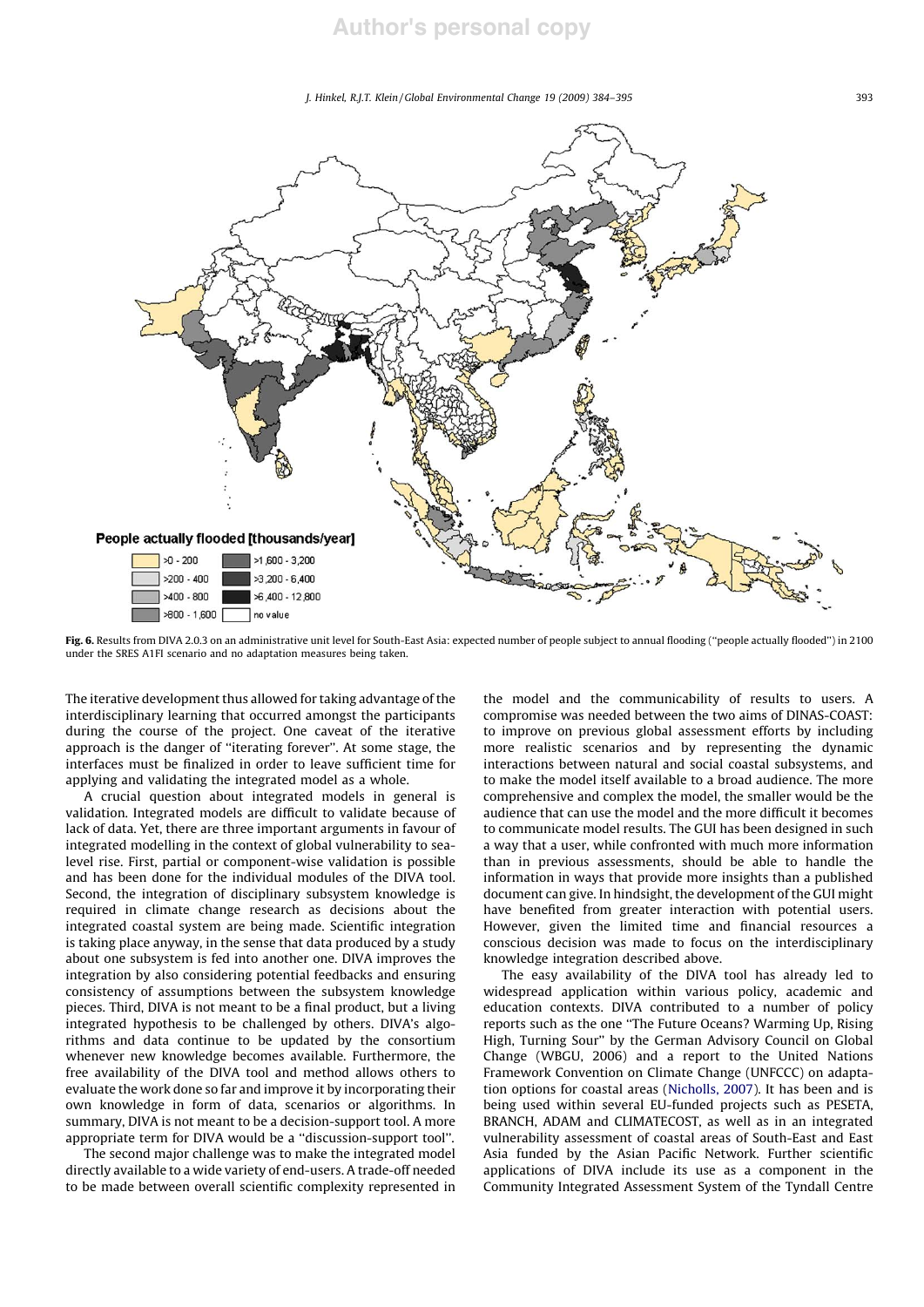People actually flooded [thousands/year]

| | |
|---|---|
| >0 - 200 | >1,600 - 3,200 |
| >200 - 400 | >3,200 - 6,400 |
| >400 - 800 | >6,400 - 12,800 |
| >800 - 1,600 | no value |

**Fig. 6.** Results from DIVA 2.0.3 on an administrative unit level for South-East Asia: expected number of people subject to annual flooding ("people actually flooded") in 2100 under the SRES A1FI scenario and no adaptation measures being taken.

The iterative development thus allowed for taking advantage of the interdisciplinary learning that occurred amongst the participants during the course of the project. One caveat of the iterative approach is the danger of "iterating forever". At some stage, the interfaces must be finalized in order to leave sufficient time for applying and validating the integrated model as a whole.

A crucial question about integrated models in general is validation. Integrated models are difficult to validate because of lack of data. Yet, there are three important arguments in favour of integrated modelling in the context of global vulnerability to sea-level rise. First, partial or component-wise validation is possible and has been done for the individual modules of the DIVA tool. Second, the integration of disciplinary subsystem knowledge is required in climate change research as decisions about the integrated coastal system are being made. Scientific integration is taking place anyway, in the sense that data produced by a study about one subsystem is fed into another one. DIVA improves the integration by also considering potential feedbacks and ensuring consistency of assumptions between the subsystem knowledge pieces. Third, DIVA is not meant to be a final product, but a living integrated hypothesis to be challenged by others. DIVA's algorithms and data continue to be updated by the consortium whenever new knowledge becomes available. Furthermore, the free availability of the DIVA tool and method allows others to evaluate the work done so far and improve it by incorporating their own knowledge in form of data, scenarios or algorithms. In summary, DIVA is not meant to be a decision-support tool. A more appropriate term for DIVA would be a "discussion-support tool".

The second major challenge was to make the integrated model directly available to a wide variety of end-users. A trade-off needed to be made between overall scientific complexity represented in the model and the communicability of results to users. A compromise was needed between the two aims of DINAS-COAST: to improve on previous global assessment efforts by including more realistic scenarios and by representing the dynamic interactions between natural and social coastal subsystems, and to make the model itself available to a broad audience. The more comprehensive and complex the model, the smaller would be the audience that can use the model and the more difficult it becomes to communicate model results. The GUI has been designed in such a way that a user, while confronted with much more information than in previous assessments, should be able to handle the information in ways that provide more insights than a published document can give. In hindsight, the development of the GUI might have benefited from greater interaction with potential users. However, given the limited time and financial resources a conscious decision was made to focus on the interdisciplinary knowledge integration described above.

The easy availability of the DIVA tool has already led to widespread application within various policy, academic and education contexts. DIVA contributed to a number of policy reports such as the one "The Future Oceans? Warming Up, Rising High, Turning Sour" by the German Advisory Council on Global Change (WBGU, 2006) and a report to the United Nations Framework Convention on Climate Change (UNFCCC) on adaptation options for coastal areas (Nicholls, 2007). It has been and is being used within several EU-funded projects such as PESETA, BRANCH, ADAM and CLIMATECOST, as well as in an integrated vulnerability assessment of coastal areas of South-East and East Asia funded by the Asian Pacific Network. Further scientific applications of DIVA include its use as a component in the Community Integrated Assessment System of the Tyndall Centre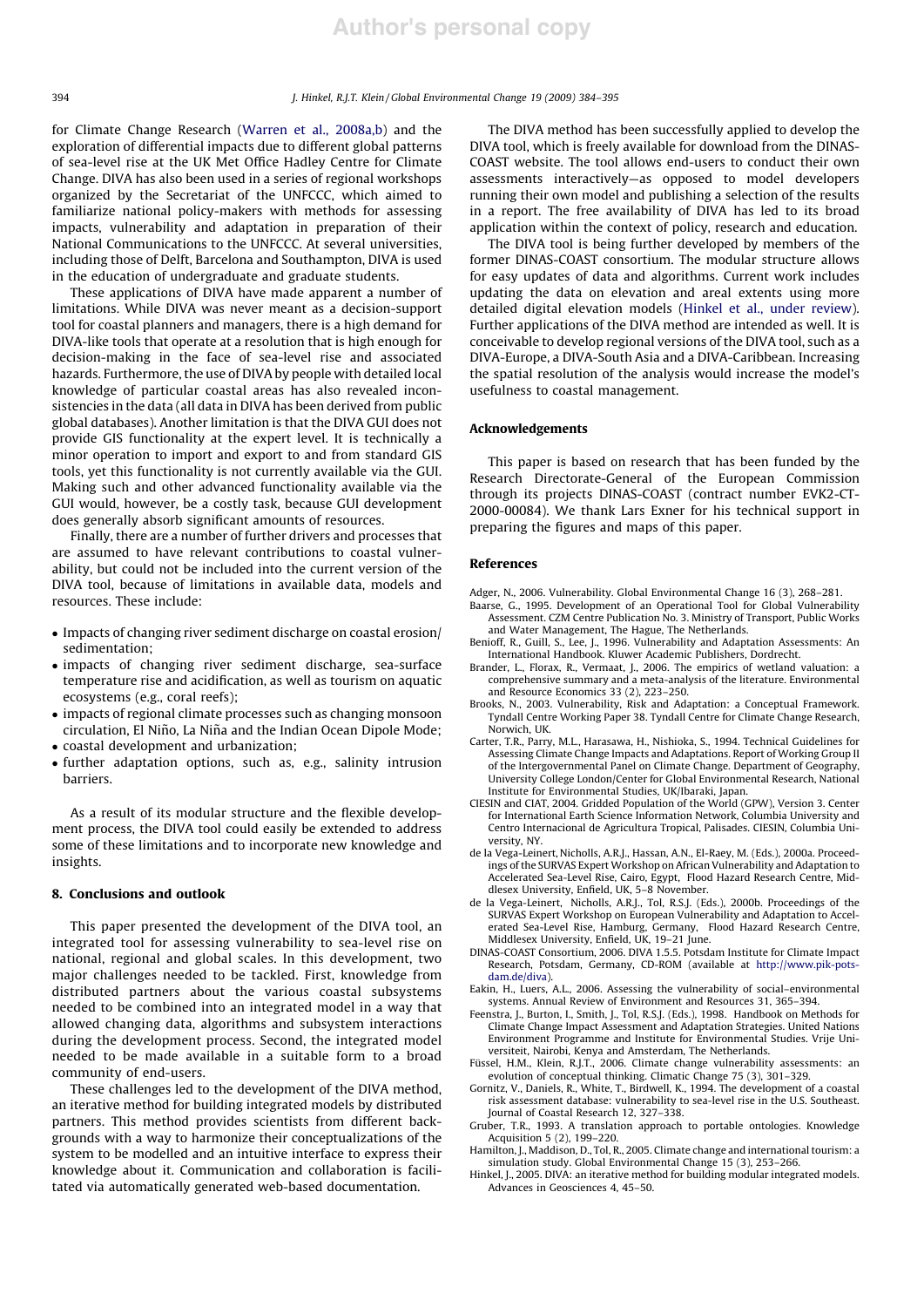for Climate Change Research (Warren et al., 2008a,b) and the exploration of differential impacts due to different global patterns of sea-level rise at the UK Met Office Hadley Centre for Climate Change. DIVA has also been used in a series of regional workshops organized by the Secretariat of the UNFCCC, which aimed to familiarize national policy-makers with methods for assessing impacts, vulnerability and adaptation in preparation of their National Communications to the UNFCCC. At several universities, including those of Delft, Barcelona and Southampton, DIVA is used in the education of undergraduate and graduate students.

These applications of DIVA have made apparent a number of limitations. While DIVA was never meant as a decision-support tool for coastal planners and managers, there is a high demand for DIVA-like tools that operate at a resolution that is high enough for decision-making in the face of sea-level rise and associated hazards. Furthermore, the use of DIVA by people with detailed local knowledge of particular coastal areas has also revealed inconsistencies in the data (all data in DIVA has been derived from public global databases). Another limitation is that the DIVA GUI does not provide GIS functionality at the expert level. It is technically a minor operation to import and export to and from standard GIS tools, yet this functionality is not currently available via the GUI. Making such and other advanced functionality available via the GUI would, however, be a costly task, because GUI development does generally absorb significant amounts of resources.

Finally, there are a number of further drivers and processes that are assumed to have relevant contributions to coastal vulnerability, but could not be included into the current version of the DIVA tool, because of limitations in available data, models and resources. These include:

- Impacts of changing river sediment discharge on coastal erosion/sedimentation;
- impacts of changing river sediment discharge, sea-surface temperature rise and acidification, as well as tourism on aquatic ecosystems (e.g., coral reefs);
- impacts of regional climate processes such as changing monsoon circulation, El Niño, La Niña and the Indian Ocean Dipole Mode;
- coastal development and urbanization;
- further adaptation options, such as, e.g., salinity intrusion barriers.

As a result of its modular structure and the flexible development process, the DIVA tool could easily be extended to address some of these limitations and to incorporate new knowledge and insights.

## 8. Conclusions and outlook

This paper presented the development of the DIVA tool, an integrated tool for assessing vulnerability to sea-level rise on national, regional and global scales. In this development, two major challenges needed to be tackled. First, knowledge from distributed partners about the various coastal subsystems needed to be combined into an integrated model in a way that allowed changing data, algorithms and subsystem interactions during the development process. Second, the integrated model needed to be made available in a suitable form to a broad community of end-users.

These challenges led to the development of the DIVA method, an iterative method for building integrated models by distributed partners. This method provides scientists from different backgrounds with a way to harmonize their conceptualizations of the system to be modelled and an intuitive interface to express their knowledge about it. Communication and collaboration is facilitated via automatically generated web-based documentation.

The DIVA method has been successfully applied to develop the DIVA tool, which is freely available for download from the DINAS-COAST website. The tool allows end-users to conduct their own assessments interactively—as opposed to model developers running their own model and publishing a selection of the results in a report. The free availability of DIVA has led to its broad application within the context of policy, research and education.

The DIVA tool is being further developed by members of the former DINAS-COAST consortium. The modular structure allows for easy updates of data and algorithms. Current work includes updating the data on elevation and areal extents using more detailed digital elevation models (Hinkel et al., under review). Further applications of the DIVA method are intended as well. It is conceivable to develop regional versions of the DIVA tool, such as a DIVA-Europe, a DIVA-South Asia and a DIVA-Caribbean. Increasing the spatial resolution of the analysis would increase the model's usefulness to coastal management.

## Acknowledgements

This paper is based on research that has been funded by the Research Directorate-General of the European Commission through its projects DINAS-COAST (contract number EVK2-CT-2000-00084). We thank Lars Exner for his technical support in preparing the figures and maps of this paper.

## References

Adger, N., 2006. Vulnerability. Global Environmental Change 16 (3), 268–281.

Baarse, G., 1995. Development of an Operational Tool for Global Vulnerability Assessment. CZM Centre Publication No. 3. Ministry of Transport, Public Works and Water Management, The Hague, The Netherlands.

Benioff, R., Guill, S., Lee, J., 1996. Vulnerability and Adaptation Assessments: An International Handbook. Kluwer Academic Publishers, Dordrecht.

Brander, L., Florax, R., Vermaat, J., 2006. The empirics of wetland valuation: a comprehensive summary and a meta-analysis of the literature. Environmental and Resource Economics 33 (2), 223–250.

Brooks, N., 2003. Vulnerability, Risk and Adaptation: a Conceptual Framework. Tyndall Centre Working Paper 38. Tyndall Centre for Climate Change Research, Norwich, UK.

Carter, T.R., Parry, M.L., Harasawa, H., Nishioka, S., 1994. Technical Guidelines for Assessing Climate Change Impacts and Adaptations. Report of Working Group II of the Intergovernmental Panel on Climate Change. Department of Geography, University College London/Center for Global Environmental Research, National Institute for Environmental Studies, UK/Ibaraki, Japan.

CIESIN and CIAT, 2004. Gridded Population of the World (GPW), Version 3. Center for International Earth Science Information Network, Columbia University and Centro Internacional de Agricultura Tropical, Palisades. CIESIN, Columbia University, NY.

de la Vega-Leinert, Nicholls, A.R.J., Hassan, A.N., El-Raey, M. (Eds.), 2000a. Proceedings of the SURVAS Expert Workshop on African Vulnerability and Adaptation to Accelerated Sea-Level Rise, Cairo, Egypt, Flood Hazard Research Centre, Middlesex University, Enfield, UK, 5–8 November.

de la Vega-Leinert, Nicholls, A.R.J., Tol, R.S.J. (Eds.), 2000b. Proceedings of the SURVAS Expert Workshop on European Vulnerability and Adaptation to Accelerated Sea-Level Rise, Hamburg, Germany, Flood Hazard Research Centre, Middlesex University, Enfield, UK, 19–21 June.

DINAS-COAST Consortium, 2006. DIVA 1.5.5. Potsdam Institute for Climate Impact Research, Potsdam, Germany, CD-ROM (available at http://www.pik-potsdam.de/diva).

Eakin, H., Luers, A.L., 2006. Assessing the vulnerability of social–environmental systems. Annual Review of Environment and Resources 31, 365–394.

Feenstra, J., Burton, I., Smith, J., Tol, R.S.J. (Eds.), 1998. Handbook on Methods for Climate Change Impact Assessment and Adaptation Strategies. United Nations Environment Programme and Institute for Environmental Studies. Vrije Universiteit, Nairobi, Kenya and Amsterdam, The Netherlands.

Füssel, H.M., Klein, R.J.T., 2006. Climate change vulnerability assessments: an evolution of conceptual thinking. Climatic Change 75 (3), 301–329.

Gornitz, V., Daniels, R., White, T., Birdwell, K., 1994. The development of a coastal risk assessment database: vulnerability to sea-level rise in the U.S. Southeast. Journal of Coastal Research 12, 327–338.

Gruber, T.R., 1993. A translation approach to portable ontologies. Knowledge Acquisition 5 (2), 199–220.

Hamilton, J., Maddison, D., Tol, R., 2005. Climate change and international tourism: a simulation study. Global Environmental Change 15 (3), 253–266.

Hinkel, J., 2005. DIVA: an iterative method for building modular integrated models. Advances in Geosciences 4, 45–50.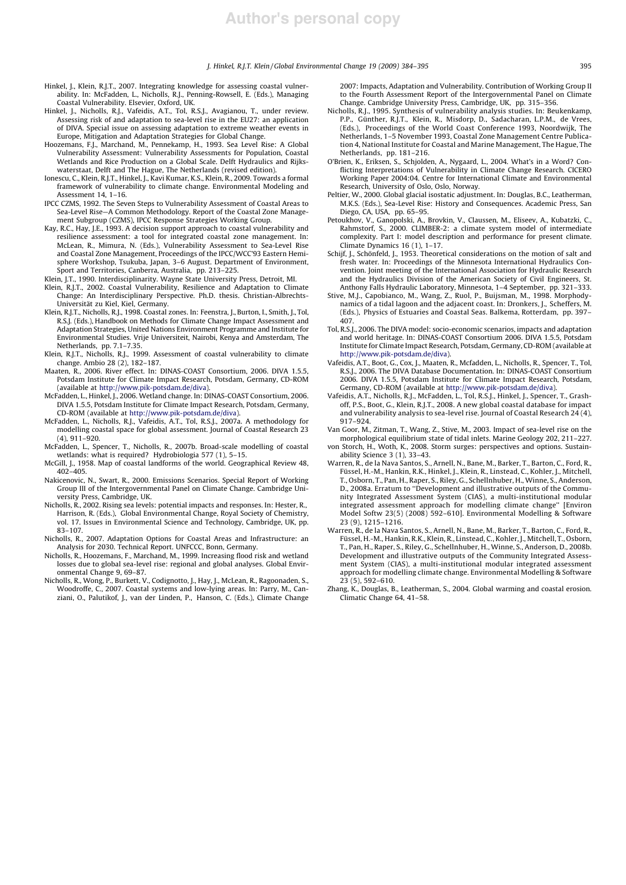Hinkel, J., Klein, R.J.T., 2007. Integrating knowledge for assessing coastal vulnerability. In: McFadden, L., Nicholls, R.J., Penning-Rowsell, E. (Eds.), Managing Coastal Vulnerability. Elsevier, Oxford, UK.

Hinkel, J., Nicholls, R.J., Vafeidis, A.T., Tol, R.S.J., Avagianou, T., under review. Assessing risk of and adaptation to sea-level rise in the EU27: an application of DIVA. Special issue on assessing adaptation to extreme weather events in Europe, Mitigation and Adaptation Strategies for Global Change.

Hoozemans, F.J., Marchand, M., Pennekamp, H., 1993. Sea Level Rise: A Global Vulnerability Assessment: Vulnerability Assessments for Population, Coastal Wetlands and Rice Production on a Global Scale. Delft Hydraulics and Rijkswaterstaat, Delft and The Hague, The Netherlands (revised edition).

Ionescu, C., Klein, R.J.T., Hinkel, J., Kavi Kumar, K.S., Klein, R., 2009. Towards a formal framework of vulnerability to climate change. Environmental Modeling and Assessment 14, 1–16.

IPCC CZMS, 1992. The Seven Steps to Vulnerability Assessment of Coastal Areas to Sea-Level Rise—A Common Methodology. Report of the Coastal Zone Management Subgroup (CZMS), IPCC Response Strategies Working Group.

Kay, R.C., Hay, J.E., 1993. A decision support approach to coastal vulnerability and resilience assessment: a tool for integrated coastal zone management. In: McLean, R., Mimura, N. (Eds.), Vulnerability Assessment to Sea-Level Rise and Coastal Zone Management, Proceedings of the IPCC/WCC'93 Eastern Hemisphere Workshop, Tsukuba, Japan, 3–6 August. Department of Environment, Sport and Territories, Canberra, Australia, pp. 213–225.

Klein, J.T., 1990. Interdisciplinarity. Wayne State University Press, Detroit, MI.

Klein, R.J.T., 2002. Coastal Vulnerability, Resilience and Adaptation to Climate Change: An Interdisciplinary Perspective. Ph.D. thesis. Christian-Albrechts-Universität zu Kiel, Kiel, Germany.

Klein, R.J.T., Nicholls, R.J., 1998. Coastal zones. In: Feenstra, J., Burton, I., Smith, J., Tol, R.S.J. (Eds.), Handbook on Methods for Climate Change Impact Assessment and Adaptation Strategies, United Nations Environment Programme and Institute for Environmental Studies. Vrije Universiteit, Nairobi, Kenya and Amsterdam, The Netherlands, pp. 7.1–7.35.

Klein, R.J.T., Nicholls, R.J., 1999. Assessment of coastal vulnerability to climate change. Ambio 28 (2), 182–187.

Maaten, R., 2006. River effect. In: DINAS-COAST Consortium, 2006. DIVA 1.5.5, Potsdam Institute for Climate Impact Research, Potsdam, Germany, CD-ROM (available at http://www.pik-potsdam.de/diva).

McFadden, L., Hinkel, J., 2006. Wetland change. In: DINAS-COAST Consortium, 2006. DIVA 1.5.5, Potsdam Institute for Climate Impact Research, Potsdam, Germany, CD-ROM (available at http://www.pik-potsdam.de/diva).

McFadden, L., Nicholls, R.J., Vafeidis, A.T., Tol, R.S.J., 2007a. A methodology for modelling coastal space for global assessment. Journal of Coastal Research 23 (4), 911–920.

McFadden, L., Spencer, T., Nicholls, R., 2007b. Broad-scale modelling of coastal wetlands: what is required? Hydrobiologia 577 (1), 5–15.

McGill, J., 1958. Map of coastal landforms of the world. Geographical Review 48, 402–405.

Nakicenovic, N., Swart, R., 2000. Emissions Scenarios. Special Report of Working Group III of the Intergovernmental Panel on Climate Change. Cambridge University Press, Cambridge, UK.

Nicholls, R., 2002. Rising sea levels: potential impacts and responses. In: Hester, R., Harrison, R. (Eds.), Global Environmental Change, Royal Society of Chemistry, vol. 17. Issues in Environmental Science and Technology, Cambridge, UK, pp. 83–107.

Nicholls, R., 2007. Adaptation Options for Coastal Areas and Infrastructure: an Analysis for 2030. Technical Report. UNFCCC, Bonn, Germany.

Nicholls, R., Hoozemans, F., Marchand, M., 1999. Increasing flood risk and wetland losses due to global sea-level rise: regional and global analyses. Global Environmental Change 9, 69–87.

Nicholls, R., Wong, P., Burkett, V., Codignotto, J., Hay, J., McLean, R., Ragoonaden, S., Woodroffe, C., 2007. Coastal systems and low-lying areas. In: Parry, M., Canziani, O., Palutikof, J., van der Linden, P., Hanson, C. (Eds.), Climate Change 2007: Impacts, Adaptation and Vulnerability. Contribution of Working Group II to the Fourth Assessment Report of the Intergovernmental Panel on Climate Change. Cambridge University Press, Cambridge, UK, pp. 315–356.

Nicholls, R.J., 1995. Synthesis of vulnerability analysis studies. In: Beukenkamp, P.P., Günther, R.J.T., Klein, R., Misdorp, D., Sadacharan, L.P.M., de Vrees, (Eds.), Proceedings of the World Coast Conference 1993, Noordwijk, The Netherlands, 1–5 November 1993, Coastal Zone Management Centre Publication 4, National Institute for Coastal and Marine Management, The Hague, The Netherlands, pp. 181–216.

O'Brien, K., Eriksen, S., Schjolden, A., Nygaard, L., 2004. What's in a Word? Conflicting Interpretations of Vulnerability in Climate Change Research. CICERO Working Paper 2004:04. Centre for International Climate and Environmental Research, University of Oslo, Oslo, Norway.

Peltier, W., 2000. Global glacial isostatic adjustment. In: Douglas, B.C., Leatherman, M.K.S. (Eds.), Sea-Level Rise: History and Consequences. Academic Press, San Diego, CA, USA, pp. 65–95.

Petoukhov, V., Ganopolski, A., Brovkin, V., Claussen, M., Eliseev, A., Kubatzki, C., Rahmstorf, S., 2000. CLIMBER-2: a climate system model of intermediate complexity. Part I: model description and performance for present climate. Climate Dynamics 16 (1), 1–17.

Schijf, J., Schönfeld, J., 1953. Theoretical considerations on the motion of salt and fresh water. In: Proceedings of the Minnesota International Hydraulics Convention. Joint meeting of the International Association for Hydraulic Research and the Hydraulics Division of the American Society of Civil Engineers, St. Anthony Falls Hydraulic Laboratory, Minnesota, 1–4 September, pp. 321–333.

Stive, M.J., Capobianco, M., Wang, Z., Ruol, P., Buijsman, M., 1998. Morphodynamics of a tidal lagoon and the adjacent coast. In: Dronkers, J., Scheffers, M. (Eds.), Physics of Estuaries and Coastal Seas. Balkema, Rotterdam, pp. 397–407.

Tol, R.S.J., 2006. The DIVA model: socio-economic scenarios, impacts and adaptation and world heritage. In: DINAS-COAST Consortium 2006. DIVA 1.5.5, Potsdam Institute for Climate Impact Research, Potsdam, Germany, CD-ROM (available at http://www.pik-potsdam.de/diva).

Vafeidis, A.T., Boot, G., Cox, J., Maaten, R., Mcfadden, L., Nicholls, R., Spencer, T., Tol, R.S.J., 2006. The DIVA Database Documentation. In: DINAS-COAST Consortium 2006. DIVA 1.5.5, Potsdam Institute for Climate Impact Research, Potsdam, Germany, CD-ROM (available at http://www.pik-potsdam.de/diva).

Vafeidis, A.T., Nicholls, R.J., McFadden, L., Tol, R.S.J., Hinkel, J., Spencer, T., Grashoff, P.S., Boot, G., Klein, R.J.T., 2008. A new global coastal database for impact and vulnerability analysis to sea-level rise. Journal of Coastal Research 24 (4), 917–924.

Van Goor, M., Zitman, T., Wang, Z., Stive, M., 2003. Impact of sea-level rise on the morphological equilibrium state of tidal inlets. Marine Geology 202, 211–227.

von Storch, H., Woth, K., 2008. Storm surges: perspectives and options. Sustainability Science 3 (1), 33–43.

Warren, R., de la Nava Santos, S., Arnell, N., Bane, M., Barker, T., Barton, C., Ford, R., Füssel, H.-M., Hankin, R.K., Hinkel, J., Klein, R., Linstead, C., Kohler, J., Mitchell, T., Osborn, T., Pan, H., Raper, S., Riley, G., Schellnhuber, H., Winne, S., Anderson, D., 2008a. Erratum to "Development and illustrative outputs of the Community Integrated Assessment System (CIAS), a multi-institutional modular integrated assessment approach for modelling climate change" [Environ Model Softw 23(5) (2008) 592–610]. Environmental Modelling & Software 23 (9), 1215–1216.

Warren, R., de la Nava Santos, S., Arnell, N., Bane, M., Barker, T., Barton, C., Ford, R., Füssel, H.-M., Hankin, R.K., Klein, R., Linstead, C., Kohler, J., Mitchell, T., Osborn, T., Pan, H., Raper, S., Riley, G., Schellnhuber, H., Winne, S., Anderson, D., 2008b. Development and illustrative outputs of the Community Integrated Assessment System (CIAS), a multi-institutional modular integrated assessment approach for modelling climate change. Environmental Modelling & Software 23 (5), 592–610.

Zhang, K., Douglas, B., Leatherman, S., 2004. Global warming and coastal erosion. Climatic Change 64, 41–58.